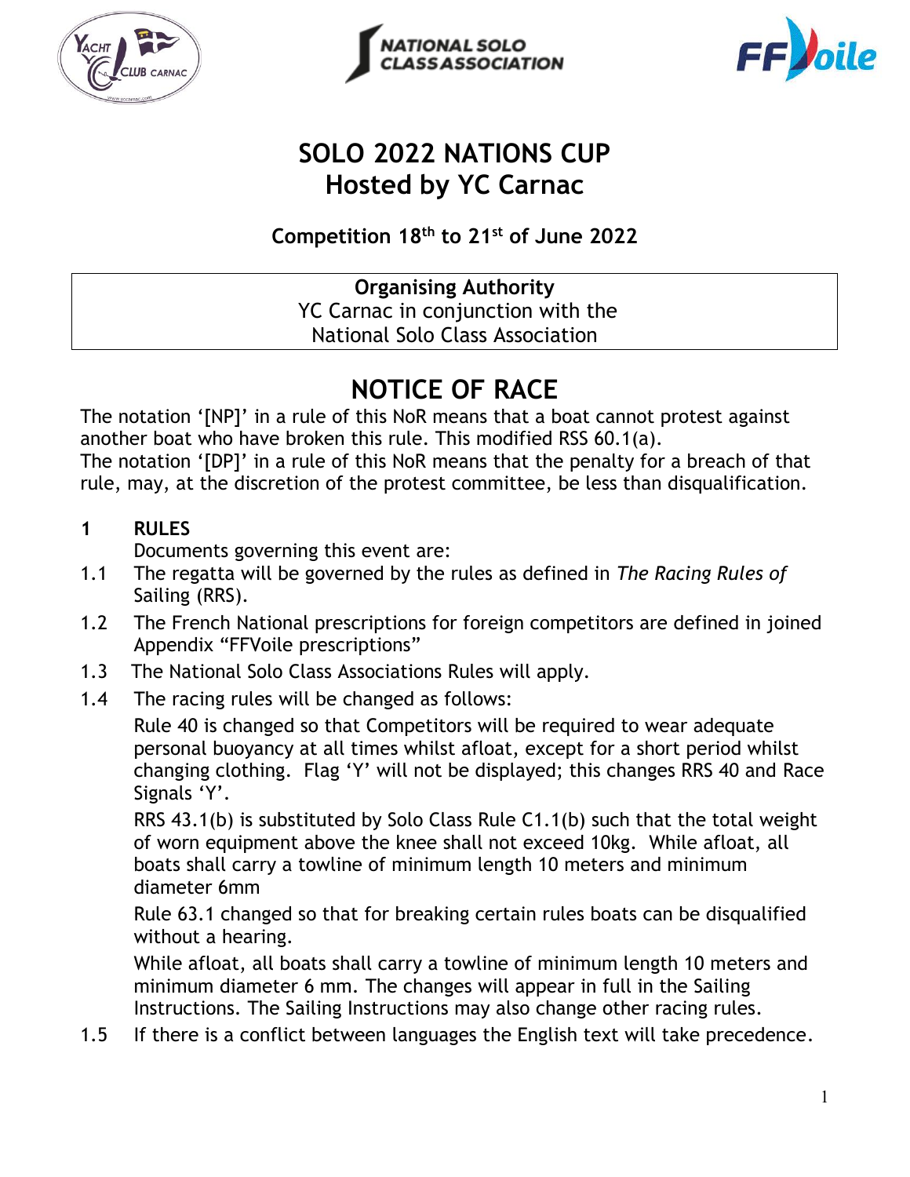# SOLO 2022 NATIONS CUP
# Hosted by YC Carnac

**Competition 18th to 21st of June 2022**

| **Organising Authority** |
| --- |
| YC Carnac in conjunction with the National Solo Class Association |

# NOTICE OF RACE

The notation '[NP]' in a rule of this NoR means that a boat cannot protest against another boat who have broken this rule. This modified RSS 60.1(a).
The notation '[DP]' in a rule of this NoR means that the penalty for a breach of that rule, may, at the discretion of the protest committee, be less than disqualification.

**1 RULES**

Documents governing this event are:

1.1 The regatta will be governed by the rules as defined in *The Racing Rules of* Sailing (RRS).

1.2 The French National prescriptions for foreign competitors are defined in joined Appendix "FFVoile prescriptions"

1.3 The National Solo Class Associations Rules will apply.

1.4 The racing rules will be changed as follows:

Rule 40 is changed so that Competitors will be required to wear adequate personal buoyancy at all times whilst afloat, except for a short period whilst changing clothing. Flag 'Y' will not be displayed; this changes RRS 40 and Race Signals 'Y'.

RRS 43.1(b) is substituted by Solo Class Rule C1.1(b) such that the total weight of worn equipment above the knee shall not exceed 10kg. While afloat, all boats shall carry a towline of minimum length 10 meters and minimum diameter 6mm

Rule 63.1 changed so that for breaking certain rules boats can be disqualified without a hearing.

While afloat, all boats shall carry a towline of minimum length 10 meters and minimum diameter 6 mm. The changes will appear in full in the Sailing Instructions. The Sailing Instructions may also change other racing rules.

1.5 If there is a conflict between languages the English text will take precedence.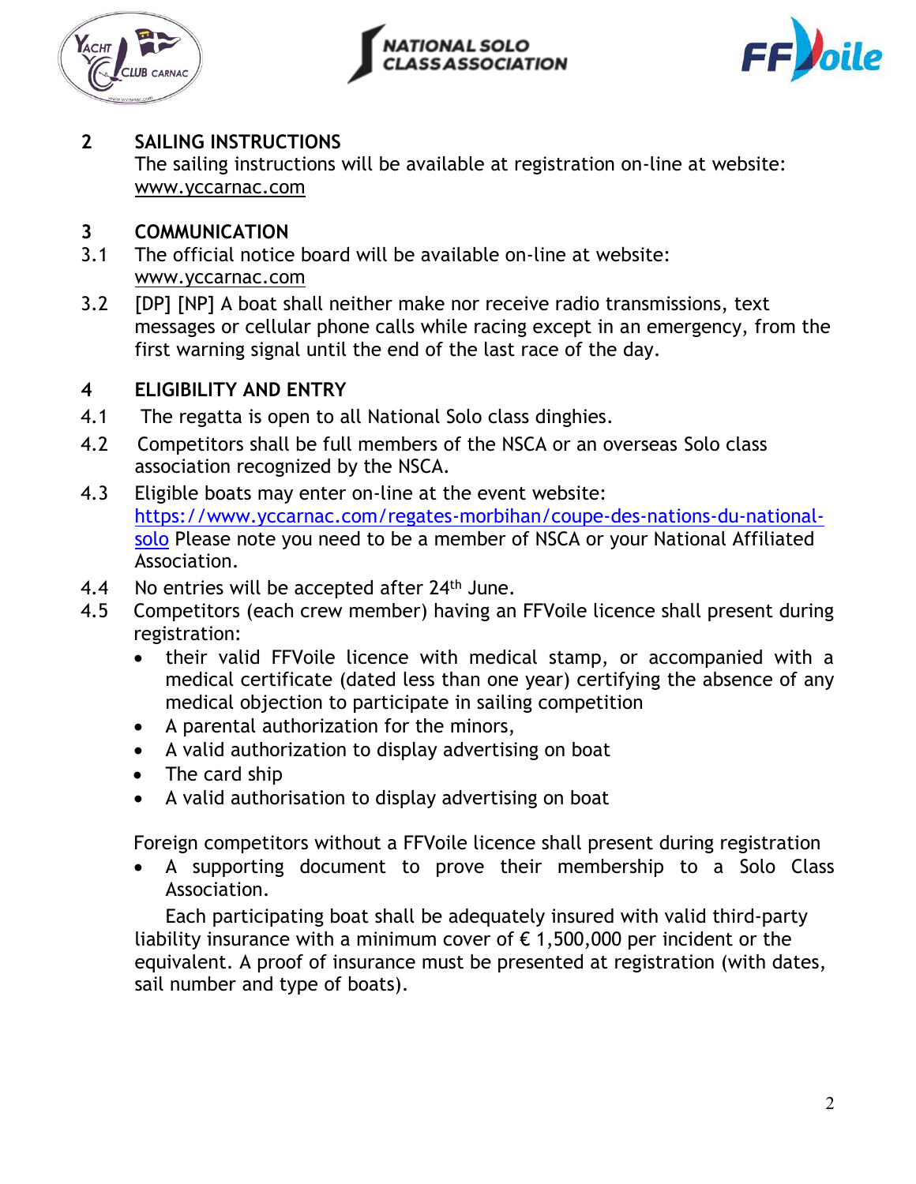## 2 SAILING INSTRUCTIONS

The sailing instructions will be available at registration on-line at website: www.yccarnac.com

## 3 COMMUNICATION

3.1 The official notice board will be available on-line at website: www.yccarnac.com

3.2 [DP] [NP] A boat shall neither make nor receive radio transmissions, text messages or cellular phone calls while racing except in an emergency, from the first warning signal until the end of the last race of the day.

## 4 ELIGIBILITY AND ENTRY

4.1 The regatta is open to all National Solo class dinghies.

4.2 Competitors shall be full members of the NSCA or an overseas Solo class association recognized by the NSCA.

4.3 Eligible boats may enter on-line at the event website: https://www.yccarnac.com/regates-morbihan/coupe-des-nations-du-national-solo Please note you need to be a member of NSCA or your National Affiliated Association.

4.4 No entries will be accepted after 24th June.

4.5 Competitors (each crew member) having an FFVoile licence shall present during registration:

- their valid FFVoile licence with medical stamp, or accompanied with a medical certificate (dated less than one year) certifying the absence of any medical objection to participate in sailing competition
- A parental authorization for the minors,
- A valid authorization to display advertising on boat
- The card ship
- A valid authorisation to display advertising on boat

Foreign competitors without a FFVoile licence shall present during registration

- A supporting document to prove their membership to a Solo Class Association.

Each participating boat shall be adequately insured with valid third-party liability insurance with a minimum cover of € 1,500,000 per incident or the equivalent. A proof of insurance must be presented at registration (with dates, sail number and type of boats).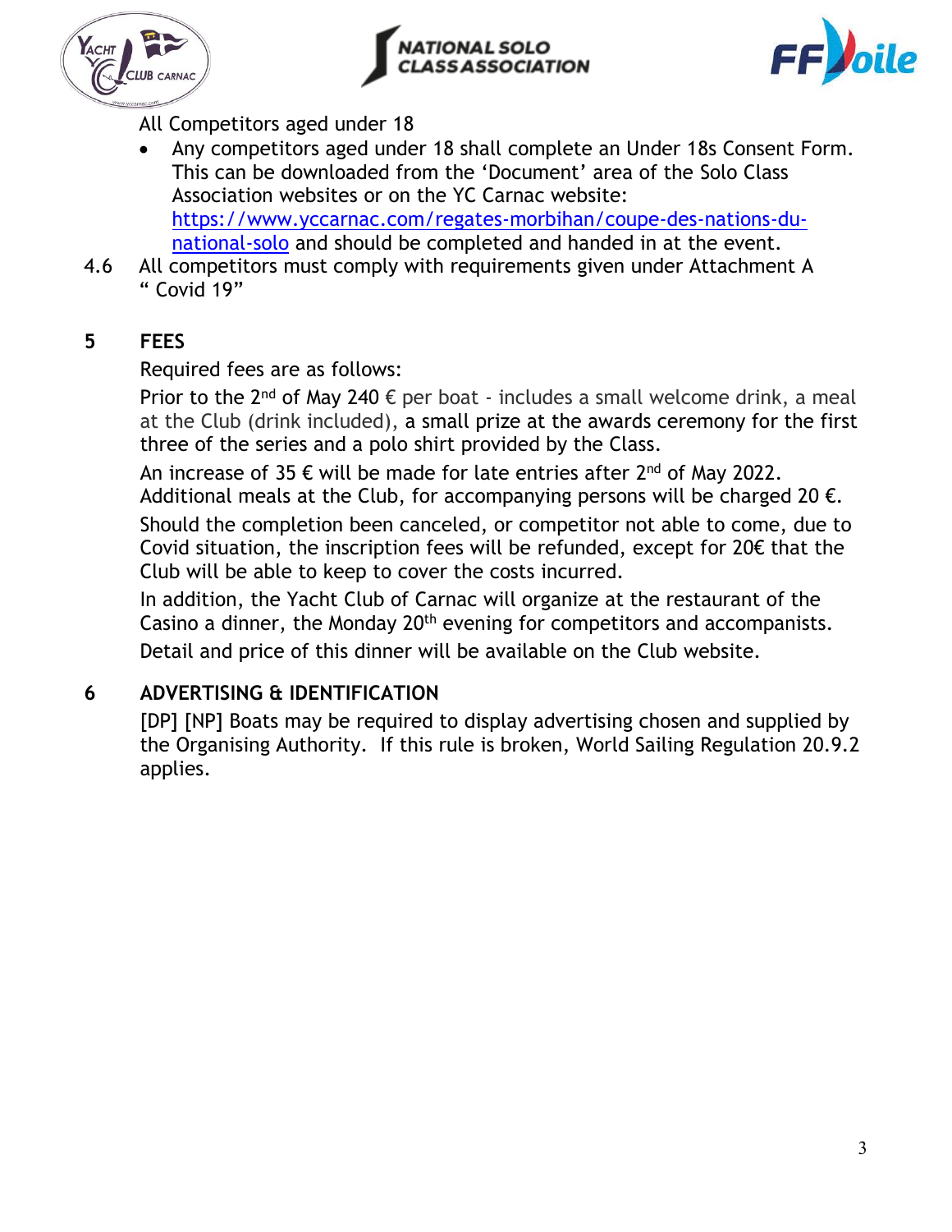All Competitors aged under 18

- Any competitors aged under 18 shall complete an Under 18s Consent Form. This can be downloaded from the 'Document' area of the Solo Class Association websites or on the YC Carnac website: [https://www.yccarnac.com/regates-morbihan/coupe-des-nations-du-national-solo](https://www.yccarnac.com/regates-morbihan/coupe-des-nations-du-national-solo) and should be completed and handed in at the event.

4.6 All competitors must comply with requirements given under Attachment A " Covid 19"

## 5 FEES

Required fees are as follows:

Prior to the 2nd of May 240 € per boat - includes a small welcome drink, a meal at the Club (drink included), a small prize at the awards ceremony for the first three of the series and a polo shirt provided by the Class.

An increase of 35 € will be made for late entries after 2nd of May 2022.

Additional meals at the Club, for accompanying persons will be charged 20 €.

Should the completion been canceled, or competitor not able to come, due to Covid situation, the inscription fees will be refunded, except for 20€ that the Club will be able to keep to cover the costs incurred.

In addition, the Yacht Club of Carnac will organize at the restaurant of the Casino a dinner, the Monday 20th evening for competitors and accompanists.

Detail and price of this dinner will be available on the Club website.

## 6 ADVERTISING & IDENTIFICATION

[DP] [NP] Boats may be required to display advertising chosen and supplied by the Organising Authority. If this rule is broken, World Sailing Regulation 20.9.2 applies.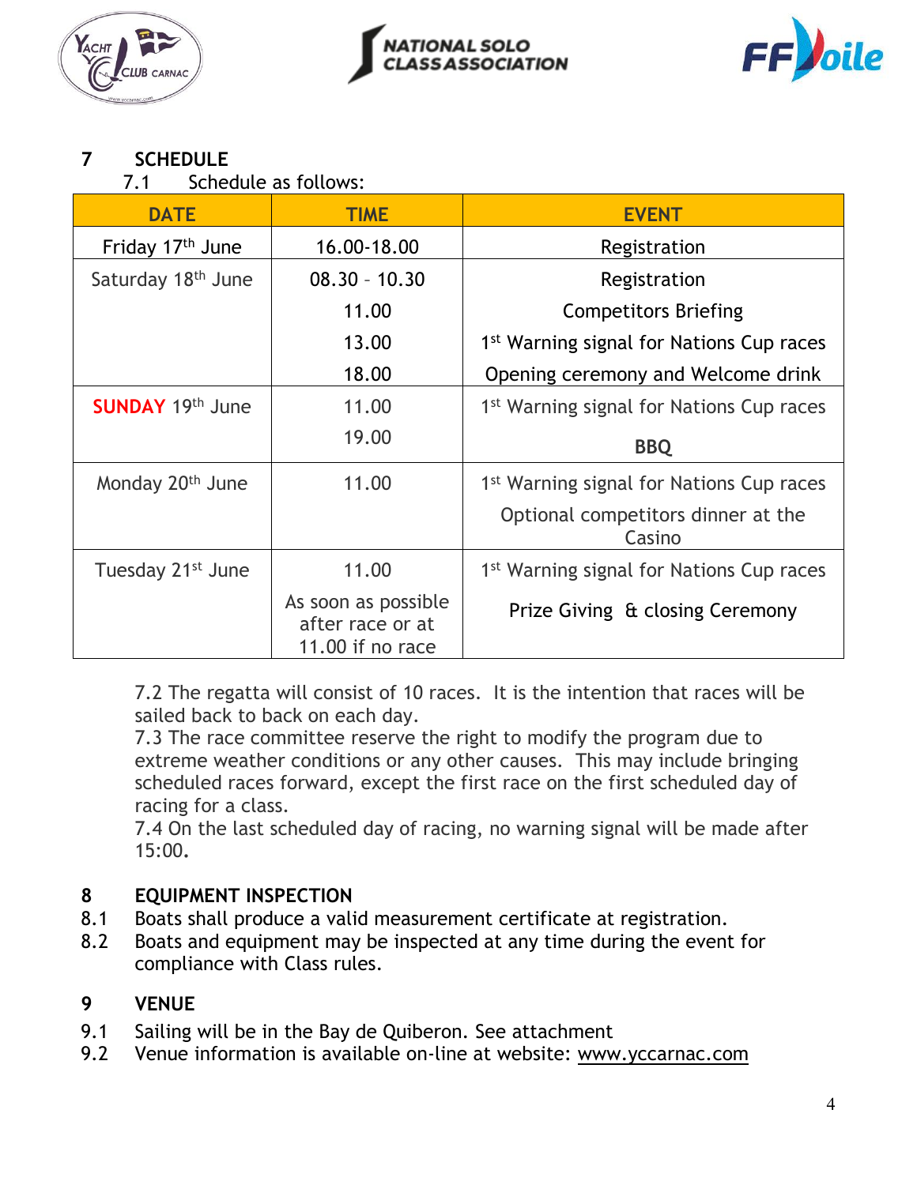## 7 SCHEDULE

7.1 Schedule as follows:

| DATE | TIME | EVENT |
|---|---|---|
| Friday 17th June | 16.00-18.00 | Registration |
| Saturday 18th June | 08.30 – 10.30 | Registration |
| | 11.00 | Competitors Briefing |
| | 13.00 | 1st Warning signal for Nations Cup races |
| | 18.00 | Opening ceremony and Welcome drink |
| **SUNDAY** 19th June | 11.00 | 1st Warning signal for Nations Cup races |
| | 19.00 | **BBQ** |
| Monday 20th June | 11.00 | 1st Warning signal for Nations Cup races |
| | | Optional competitors dinner at the Casino |
| Tuesday 21st June | 11.00 | 1st Warning signal for Nations Cup races |
| | As soon as possible after race or at 11.00 if no race | Prize Giving & closing Ceremony |

7.2 The regatta will consist of 10 races. It is the intention that races will be sailed back to back on each day.

7.3 The race committee reserve the right to modify the program due to extreme weather conditions or any other causes. This may include bringing scheduled races forward, except the first race on the first scheduled day of racing for a class.

7.4 On the last scheduled day of racing, no warning signal will be made after 15:00.

## 8 EQUIPMENT INSPECTION

8.1 Boats shall produce a valid measurement certificate at registration.

8.2 Boats and equipment may be inspected at any time during the event for compliance with Class rules.

## 9 VENUE

9.1 Sailing will be in the Bay de Quiberon. See attachment

9.2 Venue information is available on-line at website: www.yccarnac.com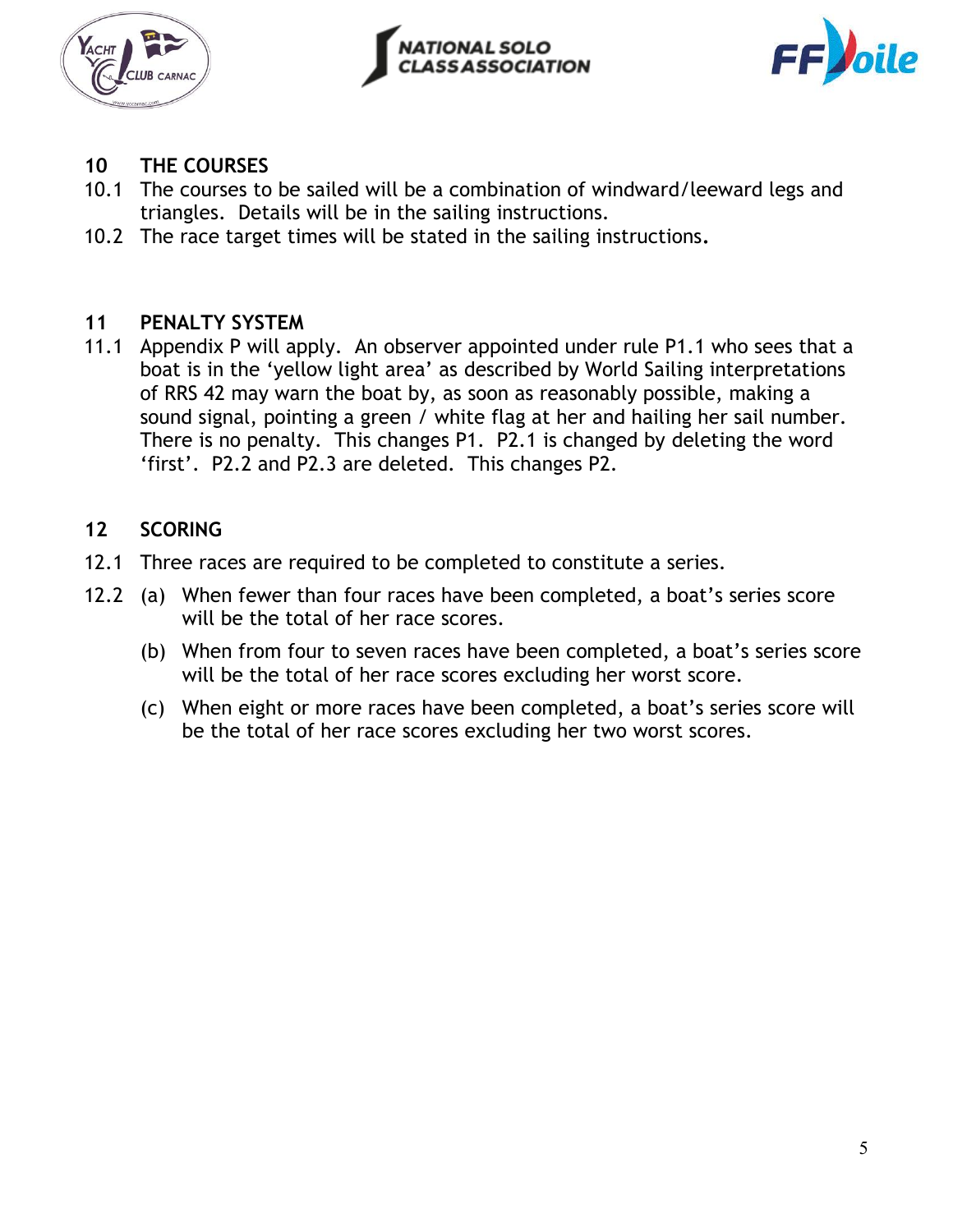## 10 THE COURSES

10.1 The courses to be sailed will be a combination of windward/leeward legs and triangles. Details will be in the sailing instructions.

10.2 The race target times will be stated in the sailing instructions.

## 11 PENALTY SYSTEM

11.1 Appendix P will apply. An observer appointed under rule P1.1 who sees that a boat is in the 'yellow light area' as described by World Sailing interpretations of RRS 42 may warn the boat by, as soon as reasonably possible, making a sound signal, pointing a green / white flag at her and hailing her sail number. There is no penalty. This changes P1. P2.1 is changed by deleting the word 'first'. P2.2 and P2.3 are deleted. This changes P2.

## 12 SCORING

12.1 Three races are required to be completed to constitute a series.

12.2 (a) When fewer than four races have been completed, a boat's series score will be the total of her race scores.

(b) When from four to seven races have been completed, a boat's series score will be the total of her race scores excluding her worst score.

(c) When eight or more races have been completed, a boat's series score will be the total of her race scores excluding her two worst scores.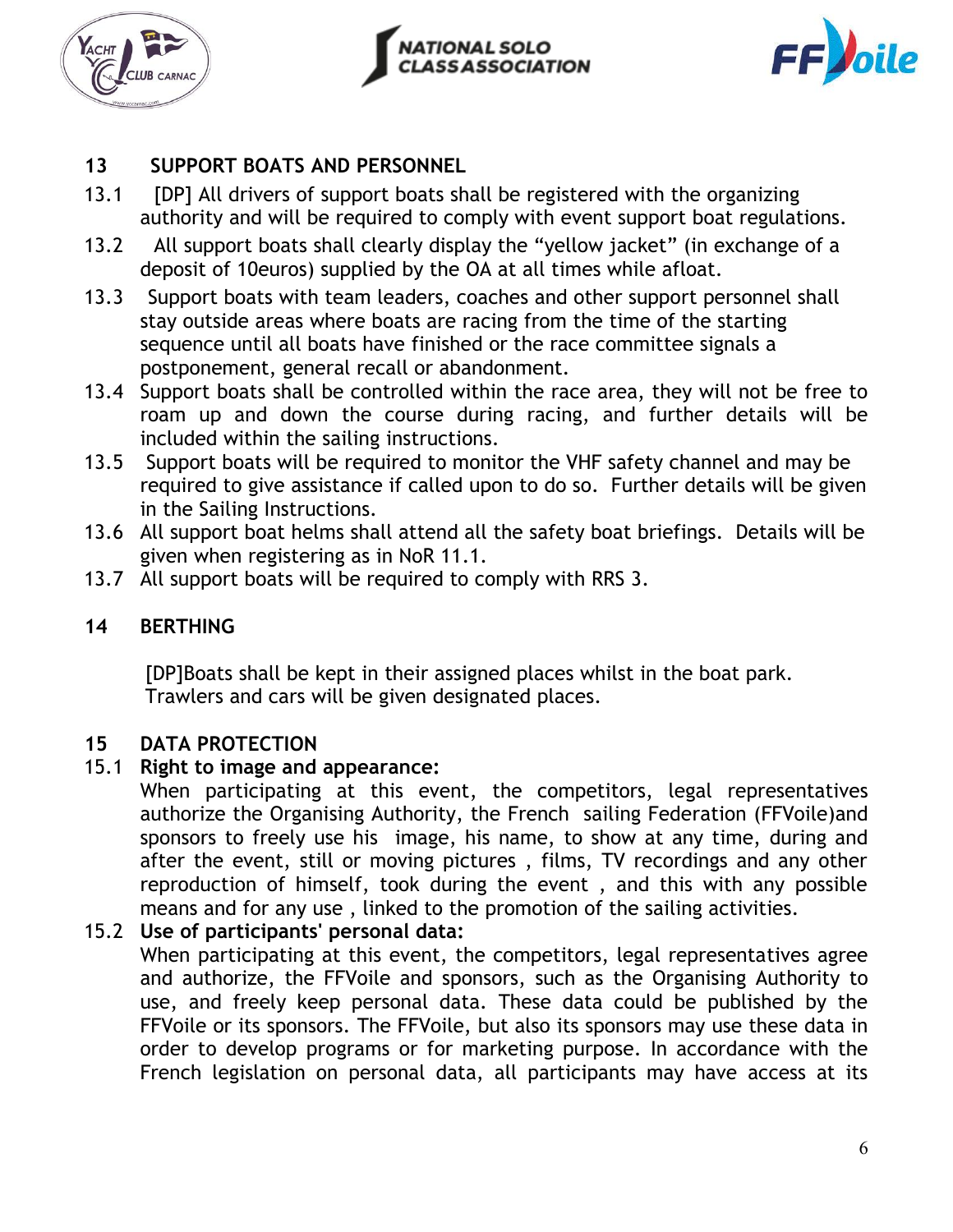## 13 SUPPORT BOATS AND PERSONNEL

13.1 [DP] All drivers of support boats shall be registered with the organizing authority and will be required to comply with event support boat regulations.

13.2 All support boats shall clearly display the "yellow jacket" (in exchange of a deposit of 10euros) supplied by the OA at all times while afloat.

13.3 Support boats with team leaders, coaches and other support personnel shall stay outside areas where boats are racing from the time of the starting sequence until all boats have finished or the race committee signals a postponement, general recall or abandonment.

13.4 Support boats shall be controlled within the race area, they will not be free to roam up and down the course during racing, and further details will be included within the sailing instructions.

13.5 Support boats will be required to monitor the VHF safety channel and may be required to give assistance if called upon to do so. Further details will be given in the Sailing Instructions.

13.6 All support boat helms shall attend all the safety boat briefings. Details will be given when registering as in NoR 11.1.

13.7 All support boats will be required to comply with RRS 3.

## 14 BERTHING

[DP]Boats shall be kept in their assigned places whilst in the boat park. Trawlers and cars will be given designated places.

## 15 DATA PROTECTION

15.1 **Right to image and appearance:**
When participating at this event, the competitors, legal representatives authorize the Organising Authority, the French sailing Federation (FFVoile)and sponsors to freely use his image, his name, to show at any time, during and after the event, still or moving pictures , films, TV recordings and any other reproduction of himself, took during the event , and this with any possible means and for any use , linked to the promotion of the sailing activities.

15.2 **Use of participants' personal data:**
When participating at this event, the competitors, legal representatives agree and authorize, the FFVoile and sponsors, such as the Organising Authority to use, and freely keep personal data. These data could be published by the FFVoile or its sponsors. The FFVoile, but also its sponsors may use these data in order to develop programs or for marketing purpose. In accordance with the French legislation on personal data, all participants may have access at its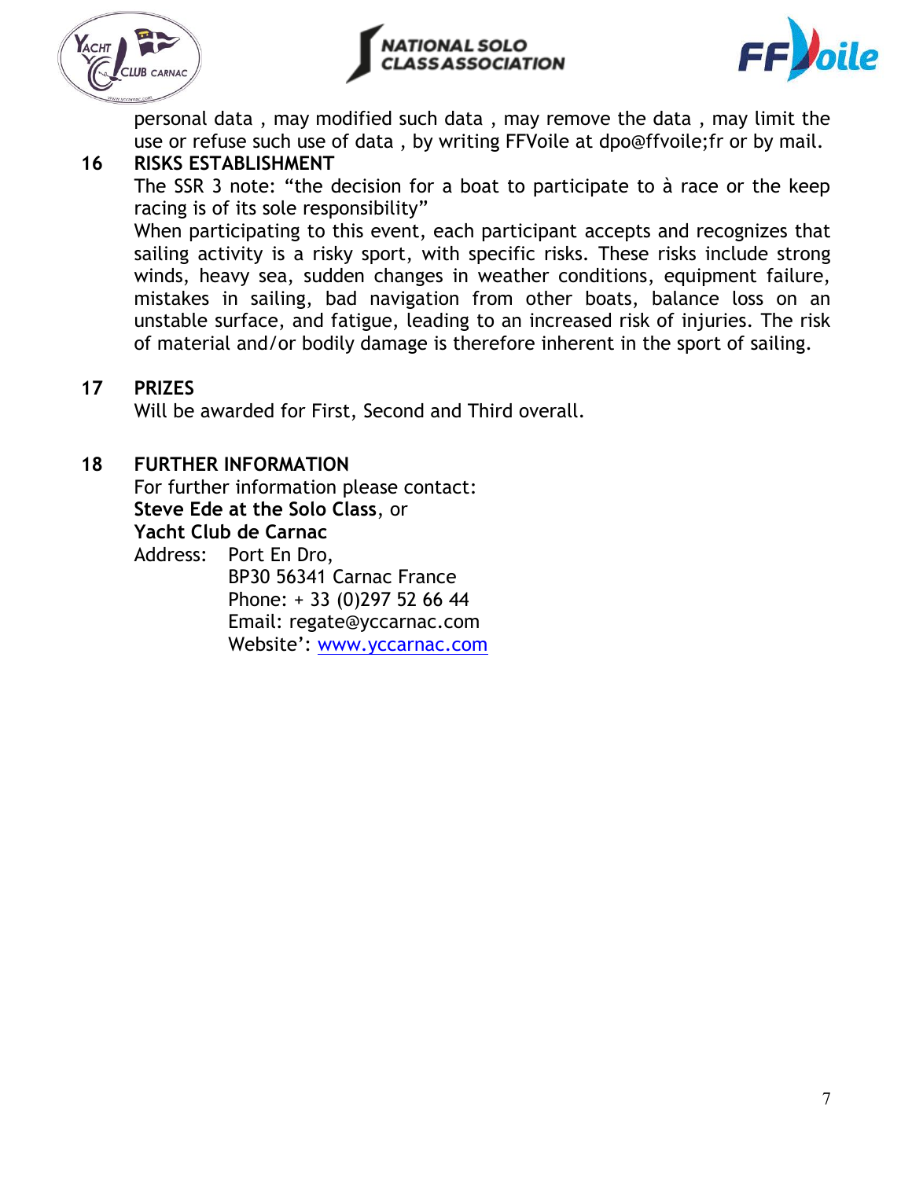personal data , may modified such data , may remove the data , may limit the use or refuse such use of data , by writing FFVoile at dpo@ffvoile;fr or by mail.

## 16 RISKS ESTABLISHMENT

The SSR 3 note: “the decision for a boat to participate to à race or the keep racing is of its sole responsibility”

When participating to this event, each participant accepts and recognizes that sailing activity is a risky sport, with specific risks. These risks include strong winds, heavy sea, sudden changes in weather conditions, equipment failure, mistakes in sailing, bad navigation from other boats, balance loss on an unstable surface, and fatigue, leading to an increased risk of injuries. The risk of material and/or bodily damage is therefore inherent in the sport of sailing.

## 17 PRIZES

Will be awarded for First, Second and Third overall.

## 18 FURTHER INFORMATION

For further information please contact:
**Steve Ede at the Solo Class**, or
**Yacht Club de Carnac**

Address: Port En Dro,
BP30 56341 Carnac France
Phone: + 33 (0)297 52 66 44
Email: regate@yccarnac.com
Website’: [www.yccarnac.com](http://www.yccarnac.com)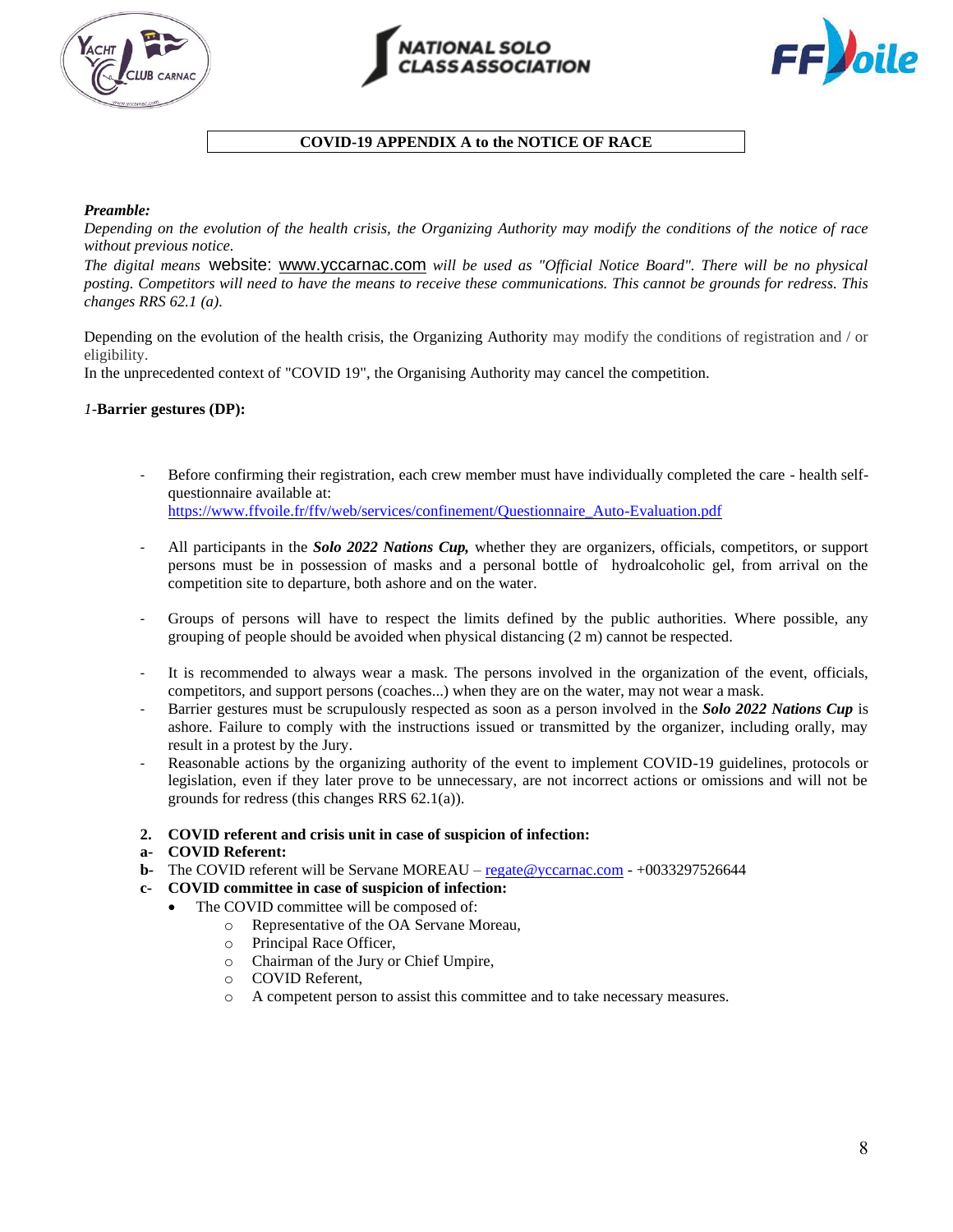**COVID-19 APPENDIX A to the NOTICE OF RACE**

***Preamble:***

*Depending on the evolution of the health crisis, the Organizing Authority may modify the conditions of the notice of race without previous notice.*

*The digital means* website: www.yccarnac.com *will be used as "Official Notice Board". There will be no physical posting. Competitors will need to have the means to receive these communications. This cannot be grounds for redress. This changes RRS 62.1 (a).*

Depending on the evolution of the health crisis, the Organizing Authority may modify the conditions of registration and / or eligibility.

In the unprecedented context of "COVID 19", the Organising Authority may cancel the competition.

*1*-**Barrier gestures (DP):**

- Before confirming their registration, each crew member must have individually completed the care - health self-questionnaire available at: https://www.ffvoile.fr/ffv/web/services/confinement/Questionnaire_Auto-Evaluation.pdf
- All participants in the ***Solo 2022 Nations Cup,*** whether they are organizers, officials, competitors, or support persons must be in possession of masks and a personal bottle of hydroalcoholic gel, from arrival on the competition site to departure, both ashore and on the water.
- Groups of persons will have to respect the limits defined by the public authorities. Where possible, any grouping of people should be avoided when physical distancing (2 m) cannot be respected.
- It is recommended to always wear a mask. The persons involved in the organization of the event, officials, competitors, and support persons (coaches...) when they are on the water, may not wear a mask.
- Barrier gestures must be scrupulously respected as soon as a person involved in the ***Solo 2022 Nations Cup*** is ashore. Failure to comply with the instructions issued or transmitted by the organizer, including orally, may result in a protest by the Jury.
- Reasonable actions by the organizing authority of the event to implement COVID-19 guidelines, protocols or legislation, even if they later prove to be unnecessary, are not incorrect actions or omissions and will not be grounds for redress (this changes RRS 62.1(a)).

**2. COVID referent and crisis unit in case of suspicion of infection:**

**a- COVID Referent:**

**b-** The COVID referent will be Servane MOREAU – regate@yccarnac.com - +0033297526644

**c- COVID committee in case of suspicion of infection:**

- The COVID committee will be composed of:
  - Representative of the OA Servane Moreau,
  - Principal Race Officer,
  - Chairman of the Jury or Chief Umpire,
  - COVID Referent,
  - A competent person to assist this committee and to take necessary measures.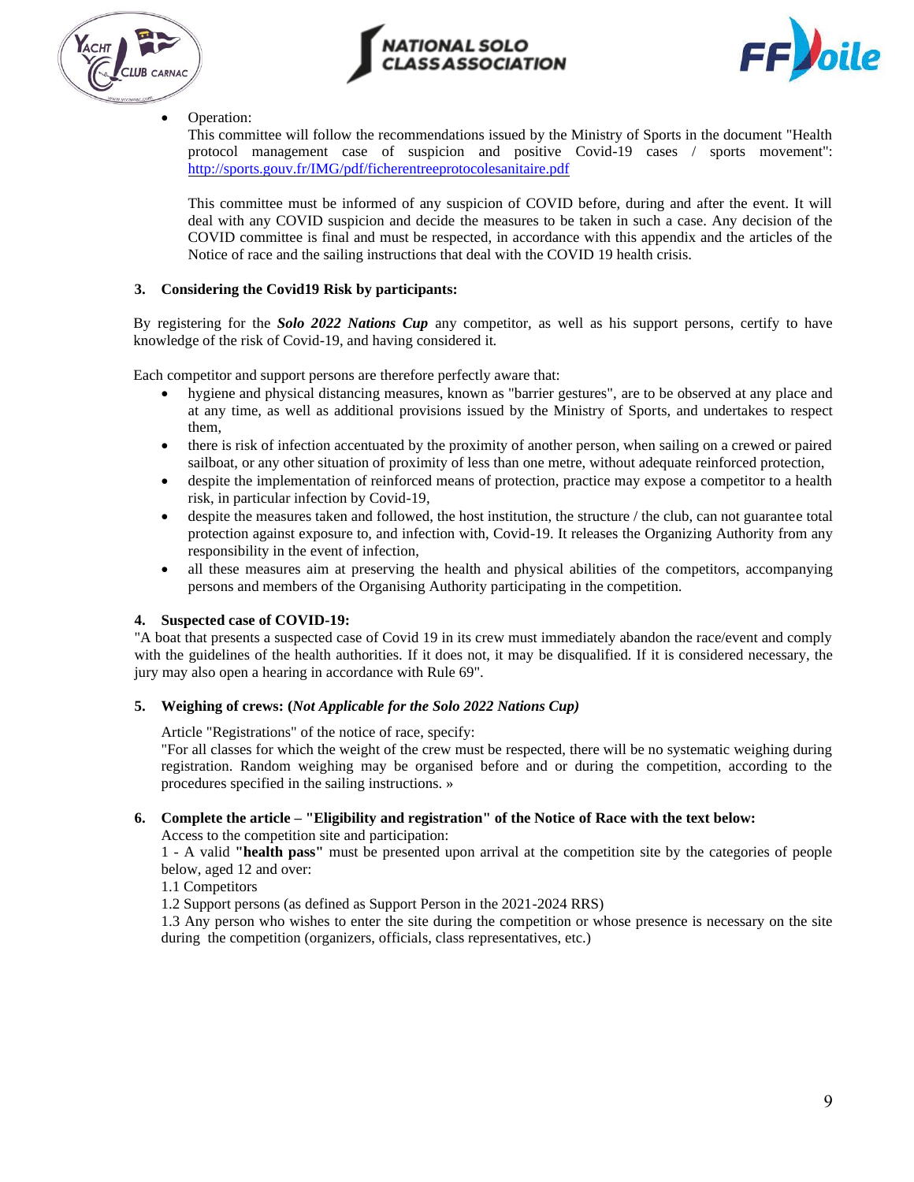- Operation:

  This committee will follow the recommendations issued by the Ministry of Sports in the document "Health protocol management case of suspicion and positive Covid-19 cases / sports movement": http://sports.gouv.fr/IMG/pdf/ficherentreeprotocolesanitaire.pdf

  This committee must be informed of any suspicion of COVID before, during and after the event. It will deal with any COVID suspicion and decide the measures to be taken in such a case. Any decision of the COVID committee is final and must be respected, in accordance with this appendix and the articles of the Notice of race and the sailing instructions that deal with the COVID 19 health crisis.

**3. Considering the Covid19 Risk by participants:**

By registering for the ***Solo 2022 Nations Cup*** any competitor, as well as his support persons, certify to have knowledge of the risk of Covid-19, and having considered it.

Each competitor and support persons are therefore perfectly aware that:

- hygiene and physical distancing measures, known as "barrier gestures", are to be observed at any place and at any time, as well as additional provisions issued by the Ministry of Sports, and undertakes to respect them,
- there is risk of infection accentuated by the proximity of another person, when sailing on a crewed or paired sailboat, or any other situation of proximity of less than one metre, without adequate reinforced protection,
- despite the implementation of reinforced means of protection, practice may expose a competitor to a health risk, in particular infection by Covid-19,
- despite the measures taken and followed, the host institution, the structure / the club, can not guarantee total protection against exposure to, and infection with, Covid-19. It releases the Organizing Authority from any responsibility in the event of infection,
- all these measures aim at preserving the health and physical abilities of the competitors, accompanying persons and members of the Organising Authority participating in the competition.

**4. Suspected case of COVID-19:**

"A boat that presents a suspected case of Covid 19 in its crew must immediately abandon the race/event and comply with the guidelines of the health authorities. If it does not, it may be disqualified. If it is considered necessary, the jury may also open a hearing in accordance with Rule 69".

**5. Weighing of crews: (*Not Applicable for the Solo 2022 Nations Cup*)**

Article "Registrations" of the notice of race, specify:
"For all classes for which the weight of the crew must be respected, there will be no systematic weighing during registration. Random weighing may be organised before and or during the competition, according to the procedures specified in the sailing instructions. »

**6. Complete the article – "Eligibility and registration" of the Notice of Race with the text below:**

Access to the competition site and participation:
1 - A valid **"health pass"** must be presented upon arrival at the competition site by the categories of people below, aged 12 and over:
1.1 Competitors
1.2 Support persons (as defined as Support Person in the 2021-2024 RRS)
1.3 Any person who wishes to enter the site during the competition or whose presence is necessary on the site during the competition (organizers, officials, class representatives, etc.)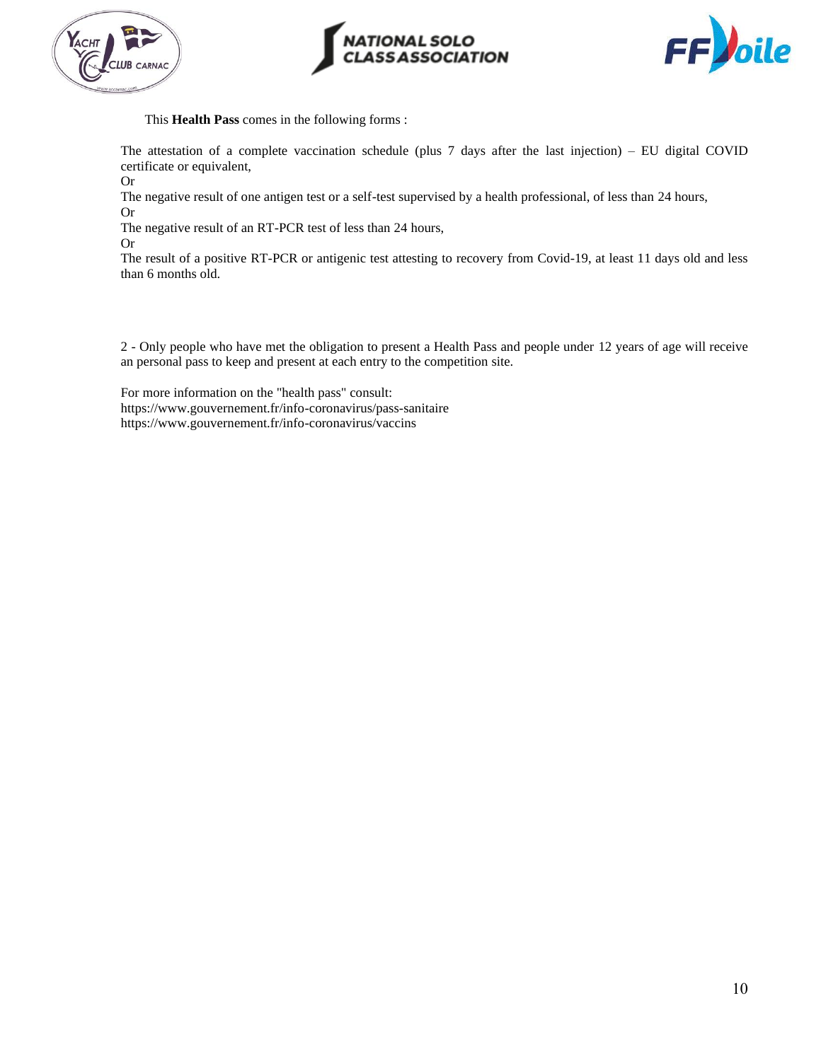This **Health Pass** comes in the following forms :

The attestation of a complete vaccination schedule (plus 7 days after the last injection) – EU digital COVID certificate or equivalent,
Or
The negative result of one antigen test or a self-test supervised by a health professional, of less than 24 hours,
Or
The negative result of an RT-PCR test of less than 24 hours,
Or
The result of a positive RT-PCR or antigenic test attesting to recovery from Covid-19, at least 11 days old and less than 6 months old.

2 - Only people who have met the obligation to present a Health Pass and people under 12 years of age will receive an personal pass to keep and present at each entry to the competition site.

For more information on the "health pass" consult:
https://www.gouvernement.fr/info-coronavirus/pass-sanitaire
https://www.gouvernement.fr/info-coronavirus/vaccins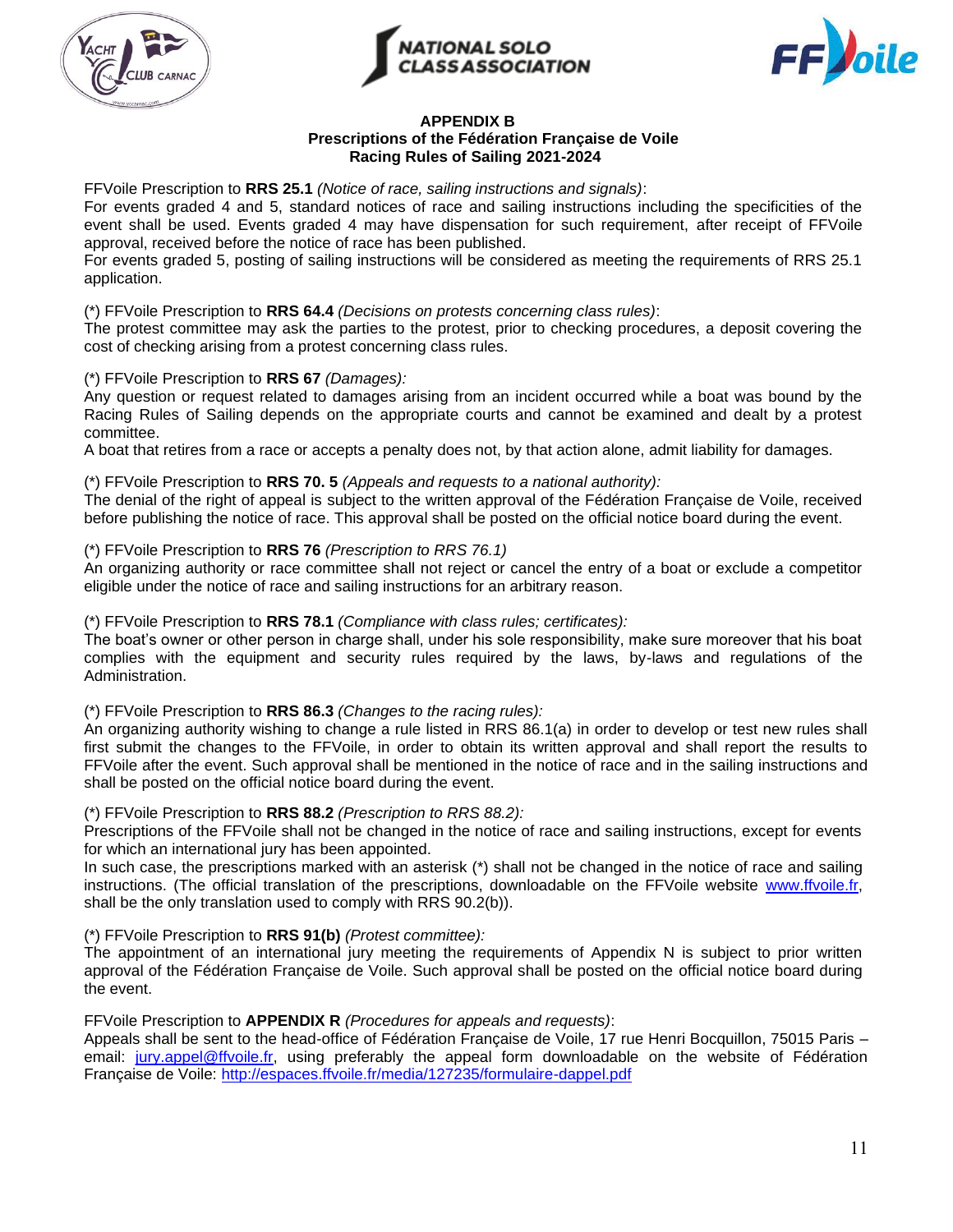**APPENDIX B**
**Prescriptions of the Fédération Française de Voile**
**Racing Rules of Sailing 2021-2024**

FFVoile Prescription to **RRS 25.1** *(Notice of race, sailing instructions and signals)*:
For events graded 4 and 5, standard notices of race and sailing instructions including the specificities of the event shall be used. Events graded 4 may have dispensation for such requirement, after receipt of FFVoile approval, received before the notice of race has been published.
For events graded 5, posting of sailing instructions will be considered as meeting the requirements of RRS 25.1 application.

(*) FFVoile Prescription to **RRS 64.4** *(Decisions on protests concerning class rules)*:
The protest committee may ask the parties to the protest, prior to checking procedures, a deposit covering the cost of checking arising from a protest concerning class rules.

(*) FFVoile Prescription to **RRS 67** *(Damages):*
Any question or request related to damages arising from an incident occurred while a boat was bound by the Racing Rules of Sailing depends on the appropriate courts and cannot be examined and dealt by a protest committee.
A boat that retires from a race or accepts a penalty does not, by that action alone, admit liability for damages.

(*) FFVoile Prescription to **RRS 70. 5** *(Appeals and requests to a national authority):*
The denial of the right of appeal is subject to the written approval of the Fédération Française de Voile, received before publishing the notice of race. This approval shall be posted on the official notice board during the event.

(*) FFVoile Prescription to **RRS 76** *(Prescription to RRS 76.1)*
An organizing authority or race committee shall not reject or cancel the entry of a boat or exclude a competitor eligible under the notice of race and sailing instructions for an arbitrary reason.

(*) FFVoile Prescription to **RRS 78.1** *(Compliance with class rules; certificates):*
The boat's owner or other person in charge shall, under his sole responsibility, make sure moreover that his boat complies with the equipment and security rules required by the laws, by-laws and regulations of the Administration.

(*) FFVoile Prescription to **RRS 86.3** *(Changes to the racing rules):*
An organizing authority wishing to change a rule listed in RRS 86.1(a) in order to develop or test new rules shall first submit the changes to the FFVoile, in order to obtain its written approval and shall report the results to FFVoile after the event. Such approval shall be mentioned in the notice of race and in the sailing instructions and shall be posted on the official notice board during the event.

(*) FFVoile Prescription to **RRS 88.2** *(Prescription to RRS 88.2):*
Prescriptions of the FFVoile shall not be changed in the notice of race and sailing instructions, except for events for which an international jury has been appointed.
In such case, the prescriptions marked with an asterisk (*) shall not be changed in the notice of race and sailing instructions. (The official translation of the prescriptions, downloadable on the FFVoile website www.ffvoile.fr, shall be the only translation used to comply with RRS 90.2(b)).

(*) FFVoile Prescription to **RRS 91(b)** *(Protest committee):*
The appointment of an international jury meeting the requirements of Appendix N is subject to prior written approval of the Fédération Française de Voile. Such approval shall be posted on the official notice board during the event.

FFVoile Prescription to **APPENDIX R** *(Procedures for appeals and requests)*:
Appeals shall be sent to the head-office of Fédération Française de Voile, 17 rue Henri Bocquillon, 75015 Paris – email: jury.appel@ffvoile.fr, using preferably the appeal form downloadable on the website of Fédération Française de Voile: http://espaces.ffvoile.fr/media/127235/formulaire-dappel.pdf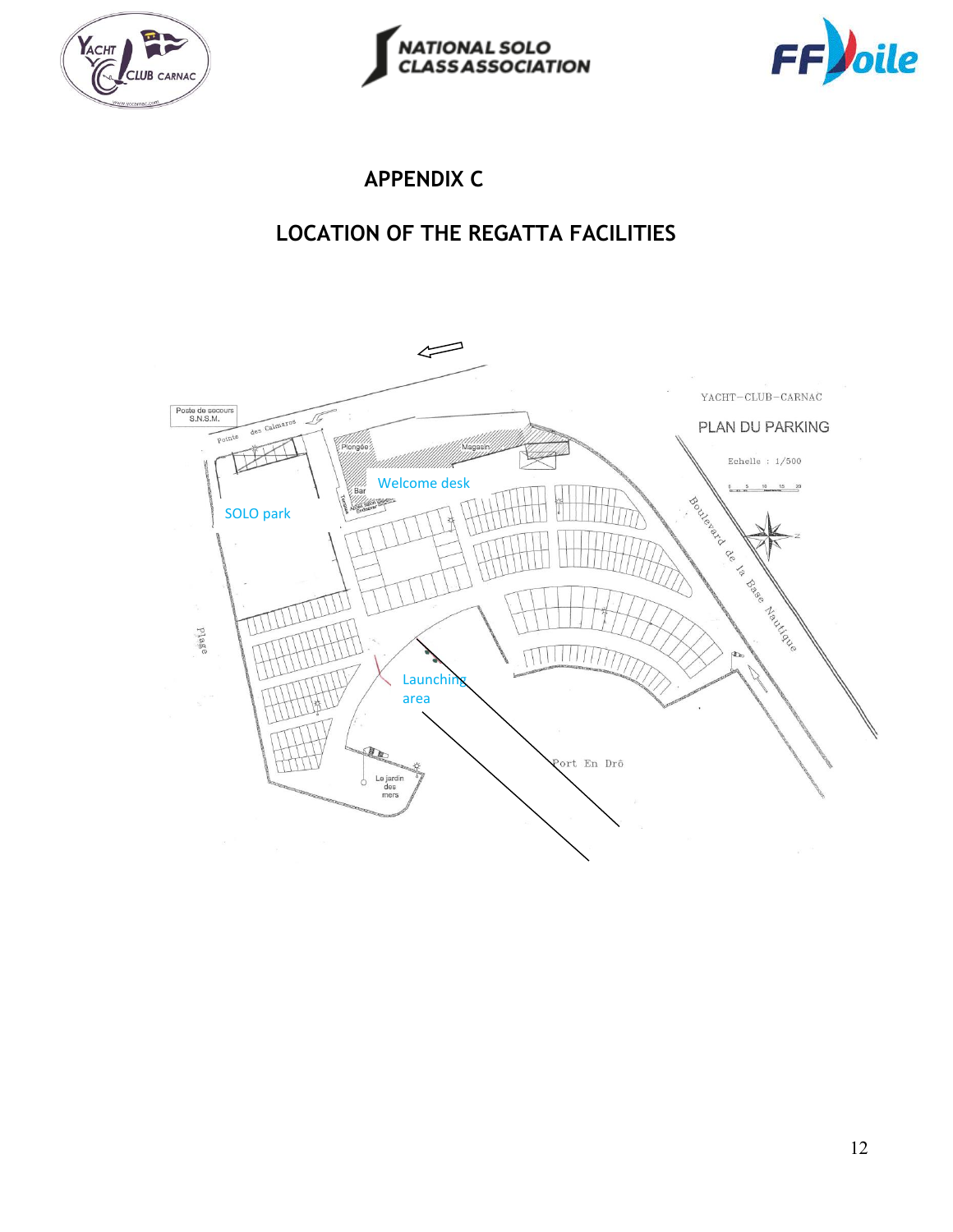# APPENDIX C

## LOCATION OF THE REGATTA FACILITIES

Poste de secours S.N.S.M.

Pointe des Calmaros

Plongée

Magasin

Welcome desk

Bar

SOLO park

YACHT–CLUB–CARNAC

PLAN DU PARKING

Echelle : 1/500

Boulevard de la Base Nautique

Plage

Launching area

Port En Drô

Le jardin des mers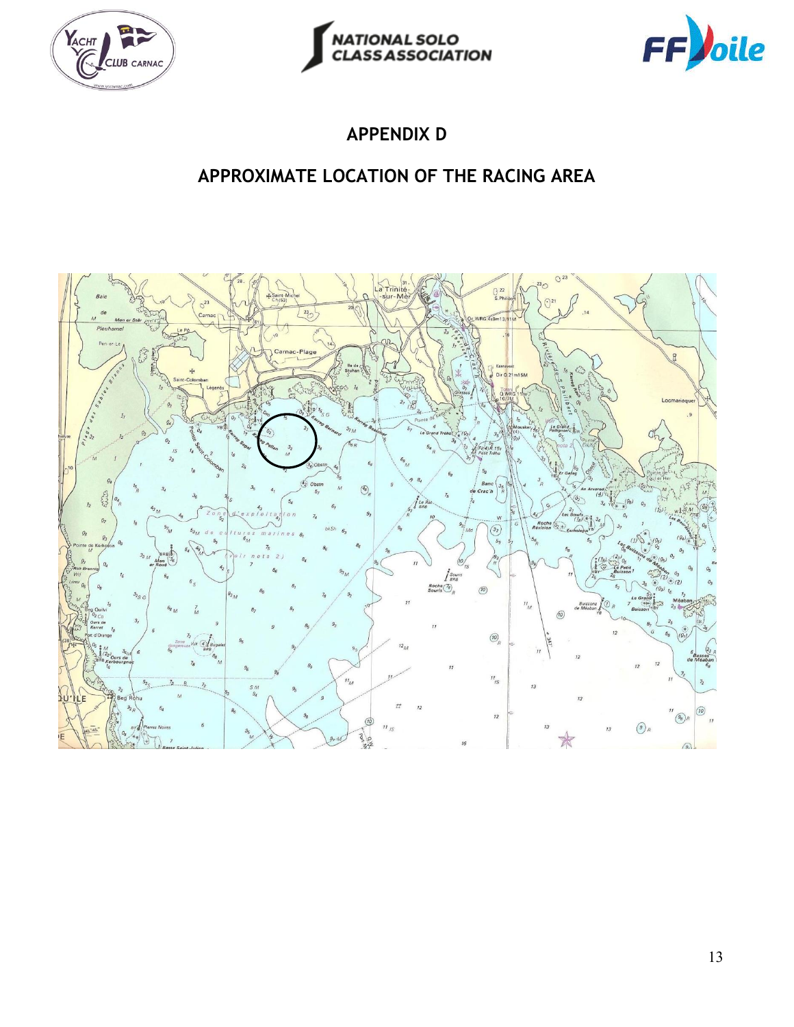## APPENDIX D

## APPROXIMATE LOCATION OF THE RACING AREA